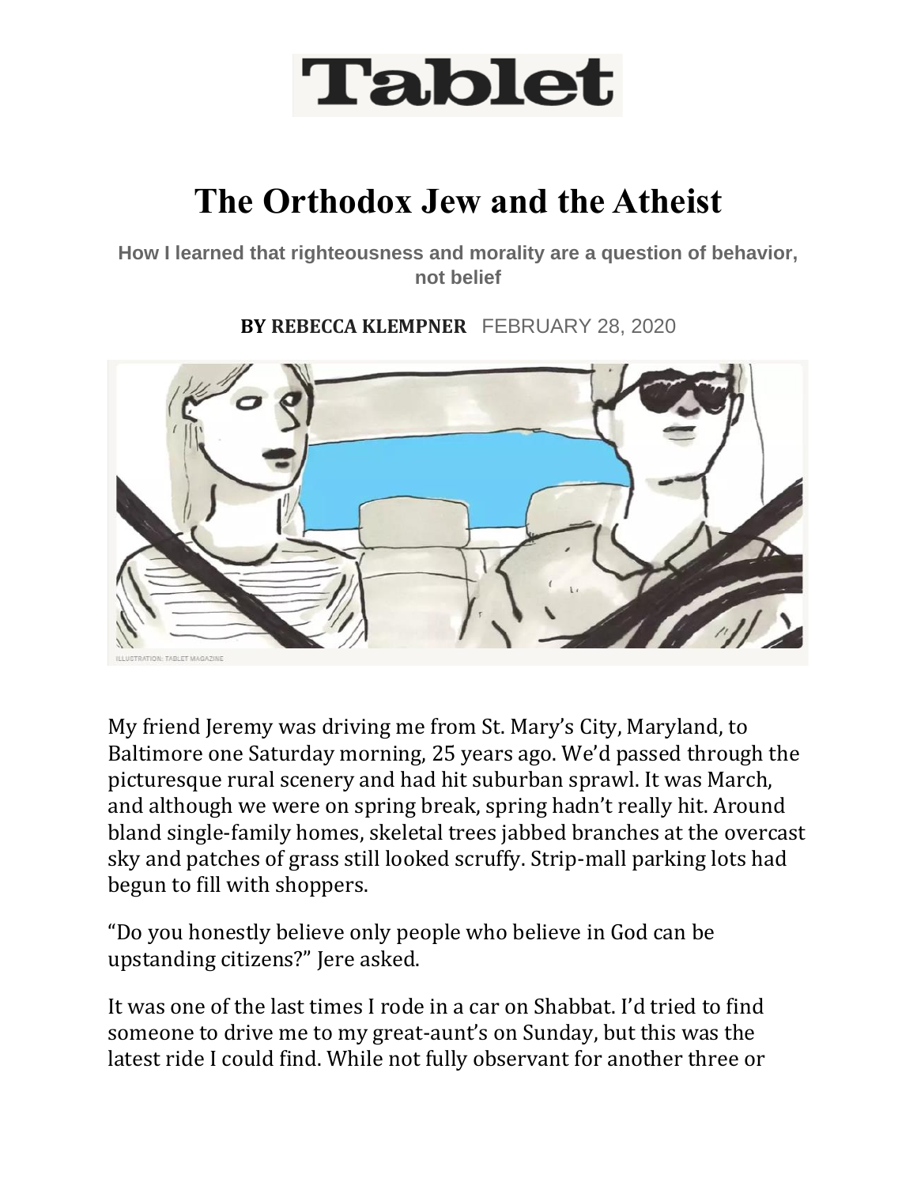# The Orthodox Jew and the Atheist

**How I learned that righteousness and morality are a question of behavior, not belief**

**BY REBECCA KLEMPNER** FEBRUARY 28, 2020

ILLUSTRATION: TABLET MAGAZINE

My friend Jeremy was driving me from St. Mary's City, Maryland, to Baltimore one Saturday morning, 25 years ago. We'd passed through the picturesque rural scenery and had hit suburban sprawl. It was March, and although we were on spring break, spring hadn't really hit. Around bland single-family homes, skeletal trees jabbed branches at the overcast sky and patches of grass still looked scruffy. Strip-mall parking lots had begun to fill with shoppers.

"Do you honestly believe only people who believe in God can be upstanding citizens?" Jere asked.

It was one of the last times I rode in a car on Shabbat. I'd tried to find someone to drive me to my great-aunt's on Sunday, but this was the latest ride I could find. While not fully observant for another three or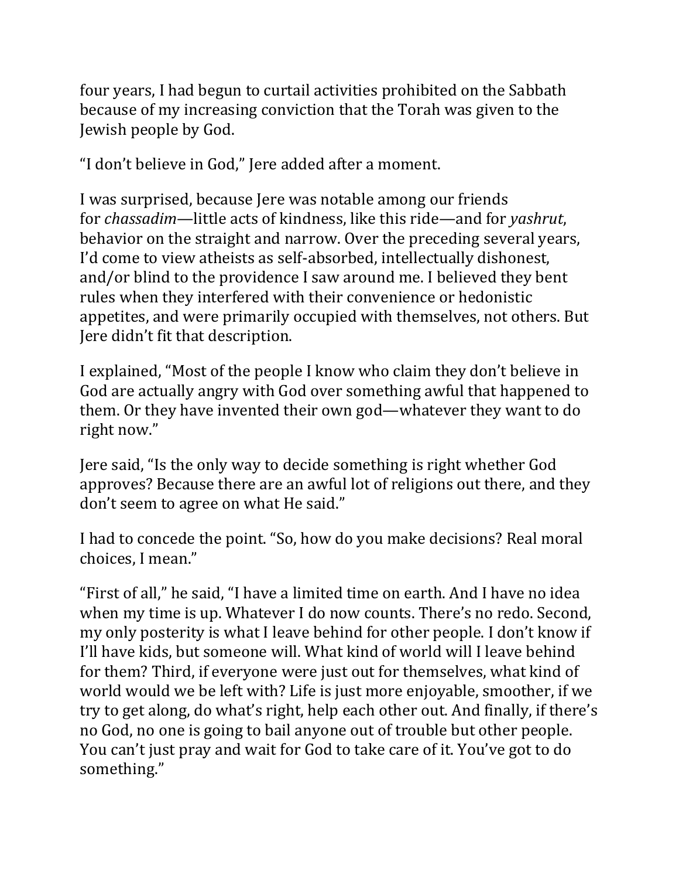four years, I had begun to curtail activities prohibited on the Sabbath because of my increasing conviction that the Torah was given to the Jewish people by God.

"I don't believe in God," Jere added after a moment.

I was surprised, because Jere was notable among our friends for *chassadim*—little acts of kindness, like this ride—and for *yashrut*, behavior on the straight and narrow. Over the preceding several years, I'd come to view atheists as self-absorbed, intellectually dishonest, and/or blind to the providence I saw around me. I believed they bent rules when they interfered with their convenience or hedonistic appetites, and were primarily occupied with themselves, not others. But Jere didn't fit that description.

I explained, "Most of the people I know who claim they don't believe in God are actually angry with God over something awful that happened to them. Or they have invented their own god—whatever they want to do right now."

Jere said, "Is the only way to decide something is right whether God approves? Because there are an awful lot of religions out there, and they don't seem to agree on what He said."

I had to concede the point. "So, how do you make decisions? Real moral choices, I mean."

"First of all," he said, "I have a limited time on earth. And I have no idea when my time is up. Whatever I do now counts. There's no redo. Second, my only posterity is what I leave behind for other people. I don't know if I'll have kids, but someone will. What kind of world will I leave behind for them? Third, if everyone were just out for themselves, what kind of world would we be left with? Life is just more enjoyable, smoother, if we try to get along, do what's right, help each other out. And finally, if there's no God, no one is going to bail anyone out of trouble but other people. You can't just pray and wait for God to take care of it. You've got to do something."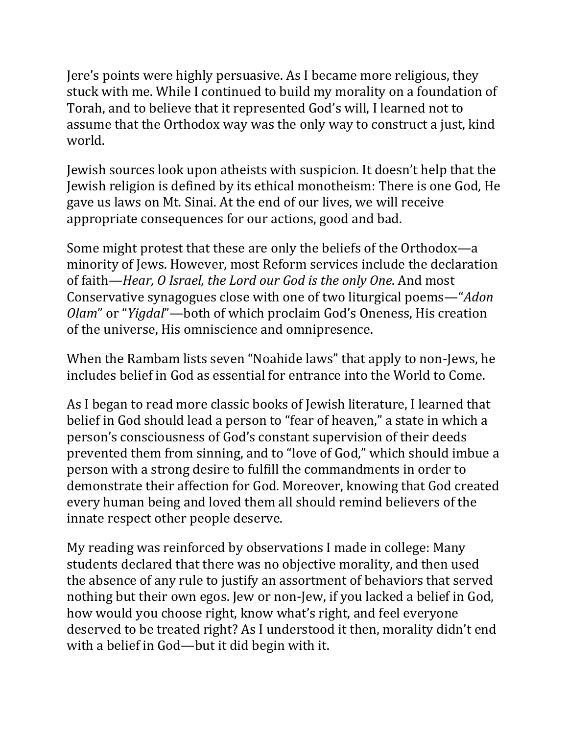Jere's points were highly persuasive. As I became more religious, they stuck with me. While I continued to build my morality on a foundation of Torah, and to believe that it represented God's will, I learned not to assume that the Orthodox way was the only way to construct a just, kind world.

Jewish sources look upon atheists with suspicion. It doesn't help that the Jewish religion is defined by its ethical monotheism: There is one God, He gave us laws on Mt. Sinai. At the end of our lives, we will receive appropriate consequences for our actions, good and bad.

Some might protest that these are only the beliefs of the Orthodox—a minority of Jews. However, most Reform services include the declaration of faith—*Hear, O Israel, the Lord our God is the only One*. And most Conservative synagogues close with one of two liturgical poems—"*Adon Olam*" or "*Yigdal*"—both of which proclaim God's Oneness, His creation of the universe, His omniscience and omnipresence.

When the Rambam lists seven "Noahide laws" that apply to non-Jews, he includes belief in God as essential for entrance into the World to Come.

As I began to read more classic books of Jewish literature, I learned that belief in God should lead a person to "fear of heaven," a state in which a person's consciousness of God's constant supervision of their deeds prevented them from sinning, and to "love of God," which should imbue a person with a strong desire to fulfill the commandments in order to demonstrate their affection for God. Moreover, knowing that God created every human being and loved them all should remind believers of the innate respect other people deserve.

My reading was reinforced by observations I made in college: Many students declared that there was no objective morality, and then used the absence of any rule to justify an assortment of behaviors that served nothing but their own egos. Jew or non-Jew, if you lacked a belief in God, how would you choose right, know what's right, and feel everyone deserved to be treated right? As I understood it then, morality didn't end with a belief in God—but it did begin with it.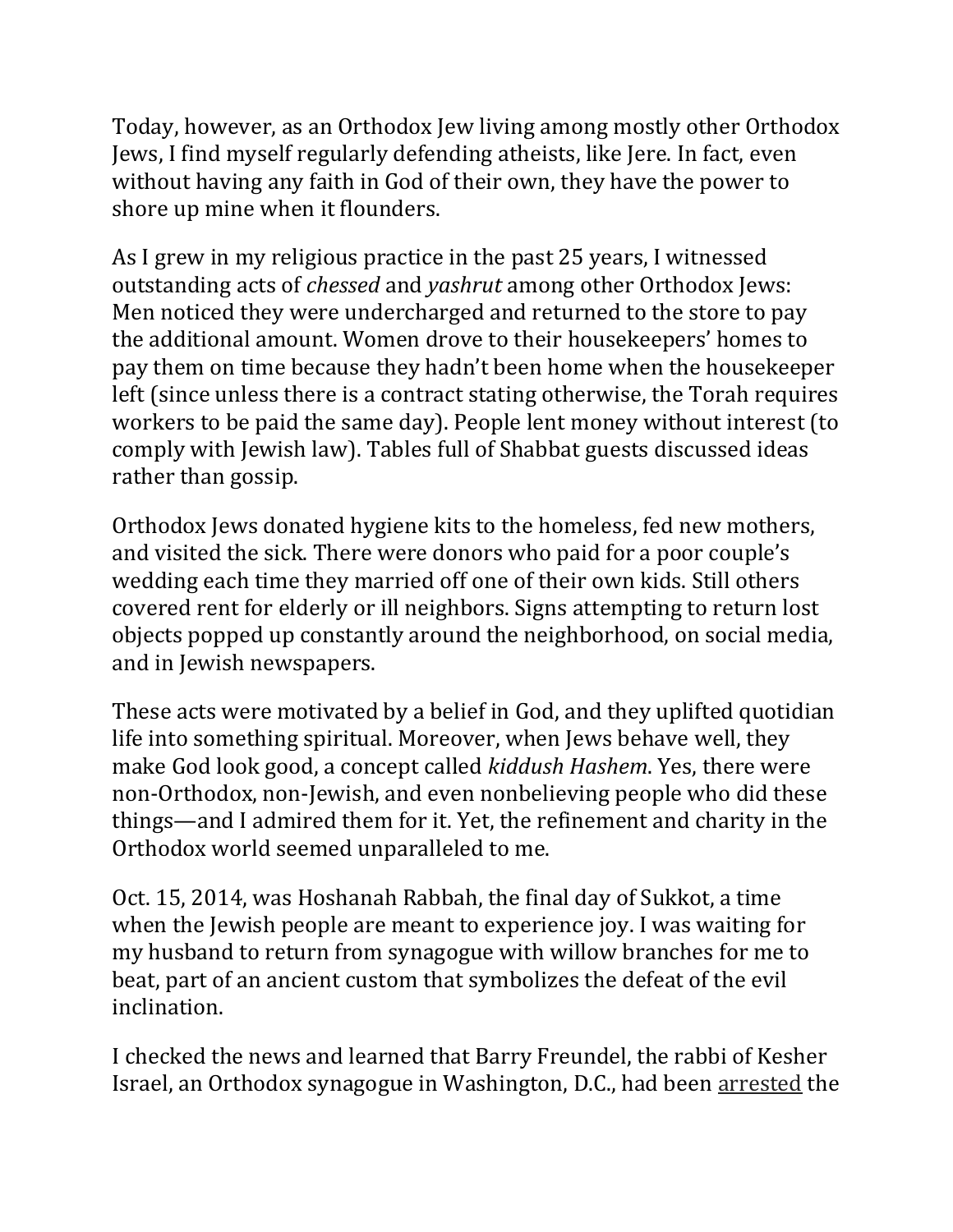Today, however, as an Orthodox Jew living among mostly other Orthodox Jews, I find myself regularly defending atheists, like Jere. In fact, even without having any faith in God of their own, they have the power to shore up mine when it flounders.

As I grew in my religious practice in the past 25 years, I witnessed outstanding acts of *chessed* and *yashrut* among other Orthodox Jews: Men noticed they were undercharged and returned to the store to pay the additional amount. Women drove to their housekeepers' homes to pay them on time because they hadn't been home when the housekeeper left (since unless there is a contract stating otherwise, the Torah requires workers to be paid the same day). People lent money without interest (to comply with Jewish law). Tables full of Shabbat guests discussed ideas rather than gossip.

Orthodox Jews donated hygiene kits to the homeless, fed new mothers, and visited the sick. There were donors who paid for a poor couple's wedding each time they married off one of their own kids. Still others covered rent for elderly or ill neighbors. Signs attempting to return lost objects popped up constantly around the neighborhood, on social media, and in Jewish newspapers.

These acts were motivated by a belief in God, and they uplifted quotidian life into something spiritual. Moreover, when Jews behave well, they make God look good, a concept called *kiddush Hashem*. Yes, there were non-Orthodox, non-Jewish, and even nonbelieving people who did these things—and I admired them for it. Yet, the refinement and charity in the Orthodox world seemed unparalleled to me.

Oct. 15, 2014, was Hoshanah Rabbah, the final day of Sukkot, a time when the Jewish people are meant to experience joy. I was waiting for my husband to return from synagogue with willow branches for me to beat, part of an ancient custom that symbolizes the defeat of the evil inclination.

I checked the news and learned that Barry Freundel, the rabbi of Kesher Israel, an Orthodox synagogue in Washington, D.C., had been arrested the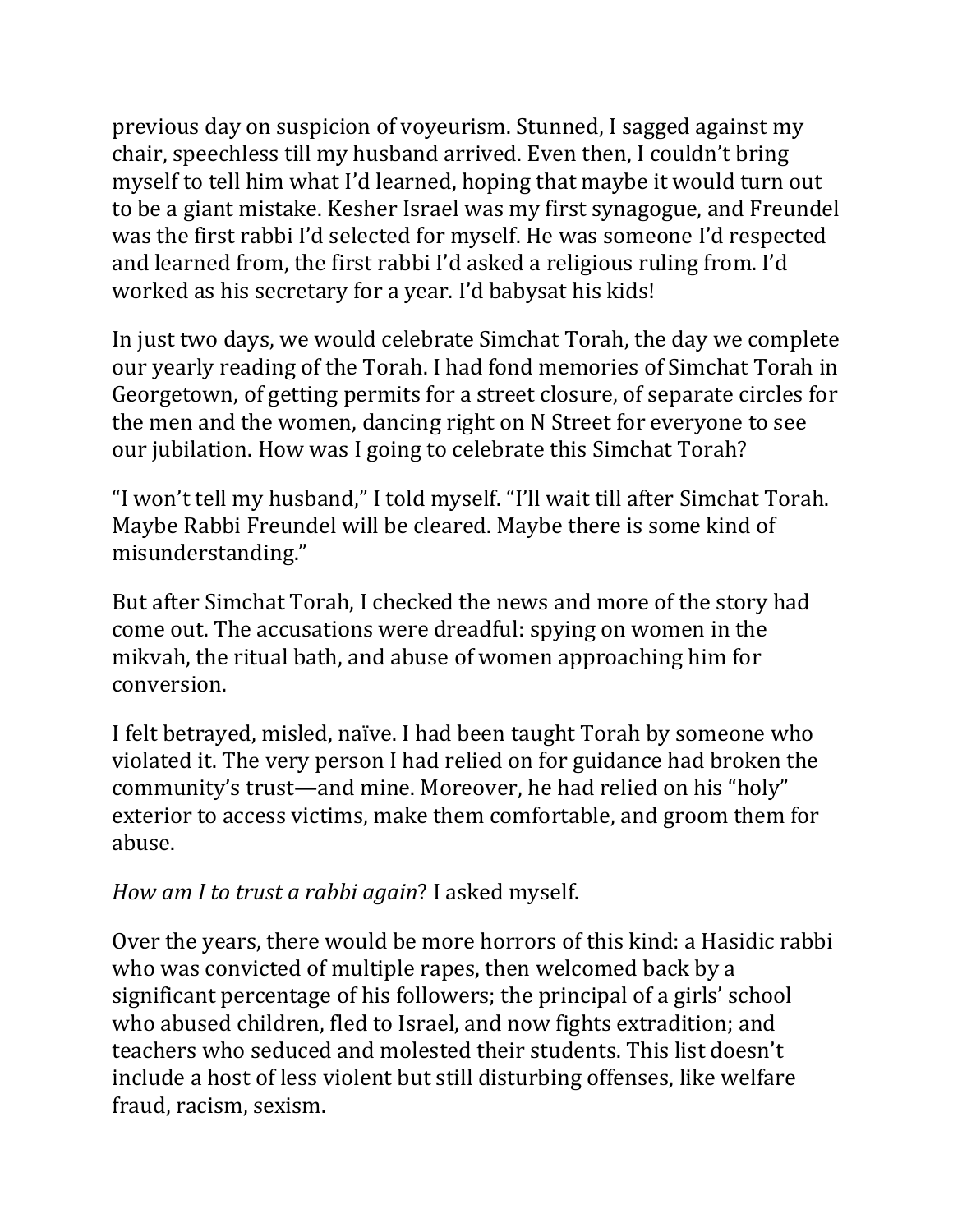previous day on suspicion of voyeurism. Stunned, I sagged against my chair, speechless till my husband arrived. Even then, I couldn't bring myself to tell him what I'd learned, hoping that maybe it would turn out to be a giant mistake. Kesher Israel was my first synagogue, and Freundel was the first rabbi I'd selected for myself. He was someone I'd respected and learned from, the first rabbi I'd asked a religious ruling from. I'd worked as his secretary for a year. I'd babysat his kids!

In just two days, we would celebrate Simchat Torah, the day we complete our yearly reading of the Torah. I had fond memories of Simchat Torah in Georgetown, of getting permits for a street closure, of separate circles for the men and the women, dancing right on N Street for everyone to see our jubilation. How was I going to celebrate this Simchat Torah?

"I won't tell my husband," I told myself. "I'll wait till after Simchat Torah. Maybe Rabbi Freundel will be cleared. Maybe there is some kind of misunderstanding."

But after Simchat Torah, I checked the news and more of the story had come out. The accusations were dreadful: spying on women in the mikvah, the ritual bath, and abuse of women approaching him for conversion.

I felt betrayed, misled, naïve. I had been taught Torah by someone who violated it. The very person I had relied on for guidance had broken the community's trust—and mine. Moreover, he had relied on his "holy" exterior to access victims, make them comfortable, and groom them for abuse.

*How am I to trust a rabbi again*? I asked myself.

Over the years, there would be more horrors of this kind: a Hasidic rabbi who was convicted of multiple rapes, then welcomed back by a significant percentage of his followers; the principal of a girls' school who abused children, fled to Israel, and now fights extradition; and teachers who seduced and molested their students. This list doesn't include a host of less violent but still disturbing offenses, like welfare fraud, racism, sexism.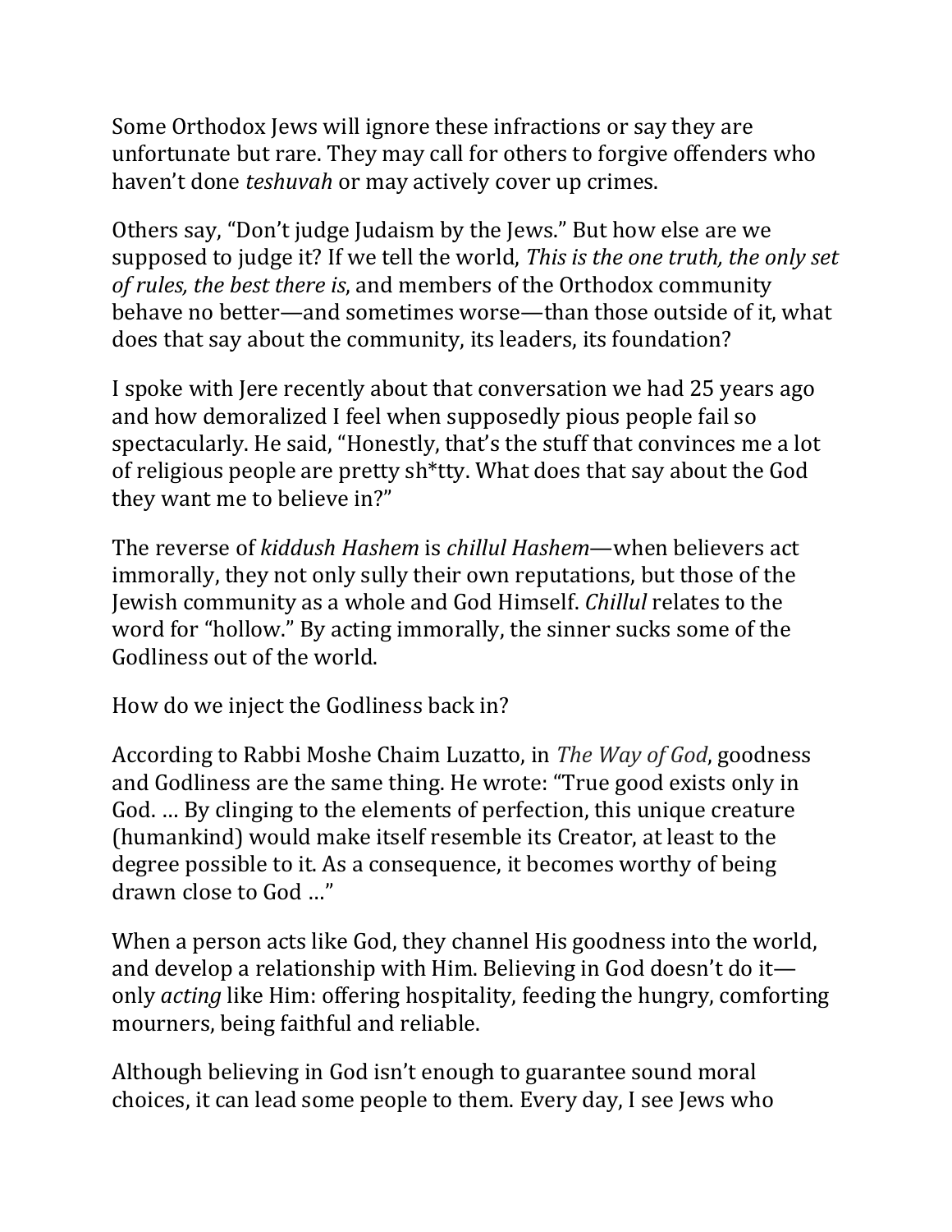Some Orthodox Jews will ignore these infractions or say they are unfortunate but rare. They may call for others to forgive offenders who haven't done *teshuvah* or may actively cover up crimes.

Others say, "Don't judge Judaism by the Jews." But how else are we supposed to judge it? If we tell the world, *This is the one truth, the only set of rules, the best there is*, and members of the Orthodox community behave no better—and sometimes worse—than those outside of it, what does that say about the community, its leaders, its foundation?

I spoke with Jere recently about that conversation we had 25 years ago and how demoralized I feel when supposedly pious people fail so spectacularly. He said, "Honestly, that's the stuff that convinces me a lot of religious people are pretty sh*tty. What does that say about the God they want me to believe in?"

The reverse of *kiddush Hashem* is *chillul Hashem*—when believers act immorally, they not only sully their own reputations, but those of the Jewish community as a whole and God Himself. *Chillul* relates to the word for "hollow." By acting immorally, the sinner sucks some of the Godliness out of the world.

How do we inject the Godliness back in?

According to Rabbi Moshe Chaim Luzatto, in *The Way of God*, goodness and Godliness are the same thing. He wrote: "True good exists only in God. … By clinging to the elements of perfection, this unique creature (humankind) would make itself resemble its Creator, at least to the degree possible to it. As a consequence, it becomes worthy of being drawn close to God …"

When a person acts like God, they channel His goodness into the world, and develop a relationship with Him. Believing in God doesn't do it—only *acting* like Him: offering hospitality, feeding the hungry, comforting mourners, being faithful and reliable.

Although believing in God isn't enough to guarantee sound moral choices, it can lead some people to them. Every day, I see Jews who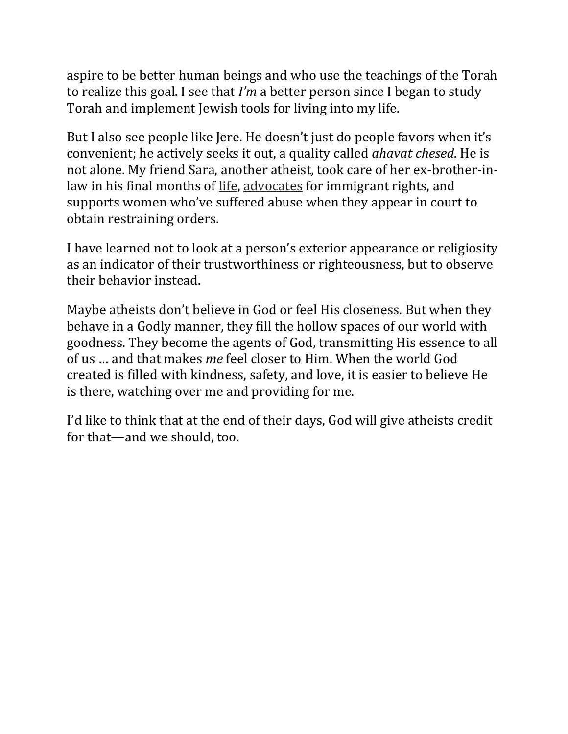aspire to be better human beings and who use the teachings of the Torah to realize this goal. I see that *I'm* a better person since I began to study Torah and implement Jewish tools for living into my life.

But I also see people like Jere. He doesn't just do people favors when it's convenient; he actively seeks it out, a quality called *ahavat chesed*. He is not alone. My friend Sara, another atheist, took care of her ex-brother-in-law in his final months of life, advocates for immigrant rights, and supports women who've suffered abuse when they appear in court to obtain restraining orders.

I have learned not to look at a person's exterior appearance or religiosity as an indicator of their trustworthiness or righteousness, but to observe their behavior instead.

Maybe atheists don't believe in God or feel His closeness. But when they behave in a Godly manner, they fill the hollow spaces of our world with goodness. They become the agents of God, transmitting His essence to all of us … and that makes *me* feel closer to Him. When the world God created is filled with kindness, safety, and love, it is easier to believe He is there, watching over me and providing for me.

I'd like to think that at the end of their days, God will give atheists credit for that—and we should, too.